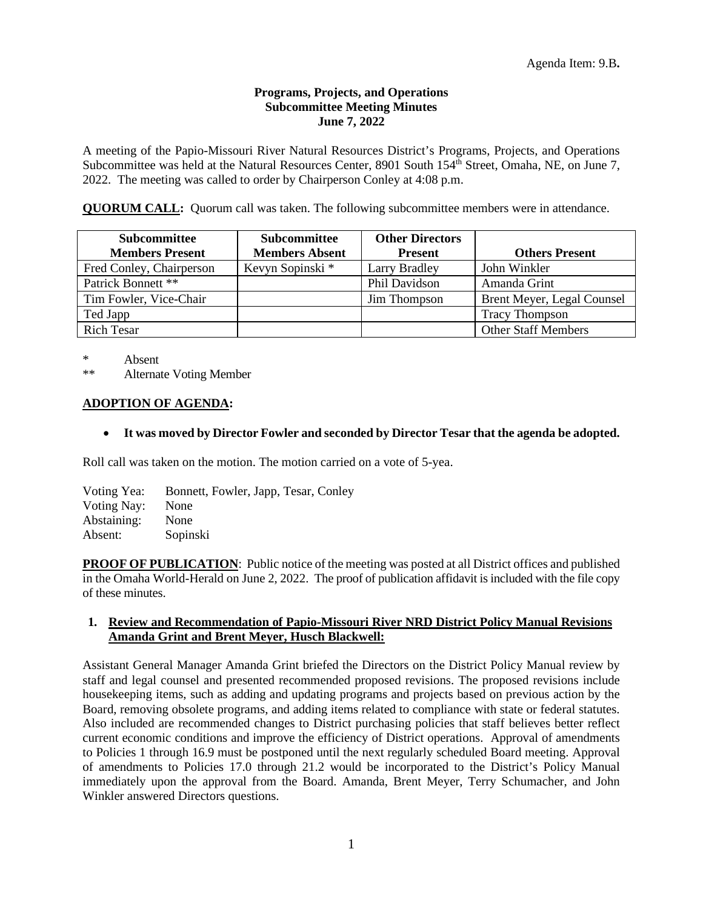Agenda Item: 9.B**.**

**Programs, Projects, and Operations**
**Subcommittee Meeting Minutes**
**June 7, 2022**

A meeting of the Papio-Missouri River Natural Resources District's Programs, Projects, and Operations Subcommittee was held at the Natural Resources Center, 8901 South 154th Street, Omaha, NE, on June 7, 2022. The meeting was called to order by Chairperson Conley at 4:08 p.m.

**QUORUM CALL:** Quorum call was taken. The following subcommittee members were in attendance.

| Subcommittee Members Present | Subcommittee Members Absent | Other Directors Present | Others Present |
|---|---|---|---|
| Fred Conley, Chairperson | Kevyn Sopinski * | Larry Bradley | John Winkler |
| Patrick Bonnett ** | | Phil Davidson | Amanda Grint |
| Tim Fowler, Vice-Chair | | Jim Thompson | Brent Meyer, Legal Counsel |
| Ted Japp | | | Tracy Thompson |
| Rich Tesar | | | Other Staff Members |

\* Absent
\** Alternate Voting Member

**ADOPTION OF AGENDA:**

- **It was moved by Director Fowler and seconded by Director Tesar that the agenda be adopted.**

Roll call was taken on the motion. The motion carried on a vote of 5-yea.

Voting Yea: Bonnett, Fowler, Japp, Tesar, Conley
Voting Nay: None
Abstaining: None
Absent: Sopinski

**PROOF OF PUBLICATION**: Public notice of the meeting was posted at all District offices and published in the Omaha World-Herald on June 2, 2022. The proof of publication affidavit is included with the file copy of these minutes.

**1. Review and Recommendation of Papio-Missouri River NRD District Policy Manual Revisions Amanda Grint and Brent Meyer, Husch Blackwell:**

Assistant General Manager Amanda Grint briefed the Directors on the District Policy Manual review by staff and legal counsel and presented recommended proposed revisions. The proposed revisions include housekeeping items, such as adding and updating programs and projects based on previous action by the Board, removing obsolete programs, and adding items related to compliance with state or federal statutes. Also included are recommended changes to District purchasing policies that staff believes better reflect current economic conditions and improve the efficiency of District operations. Approval of amendments to Policies 1 through 16.9 must be postponed until the next regularly scheduled Board meeting. Approval of amendments to Policies 17.0 through 21.2 would be incorporated to the District's Policy Manual immediately upon the approval from the Board. Amanda, Brent Meyer, Terry Schumacher, and John Winkler answered Directors questions.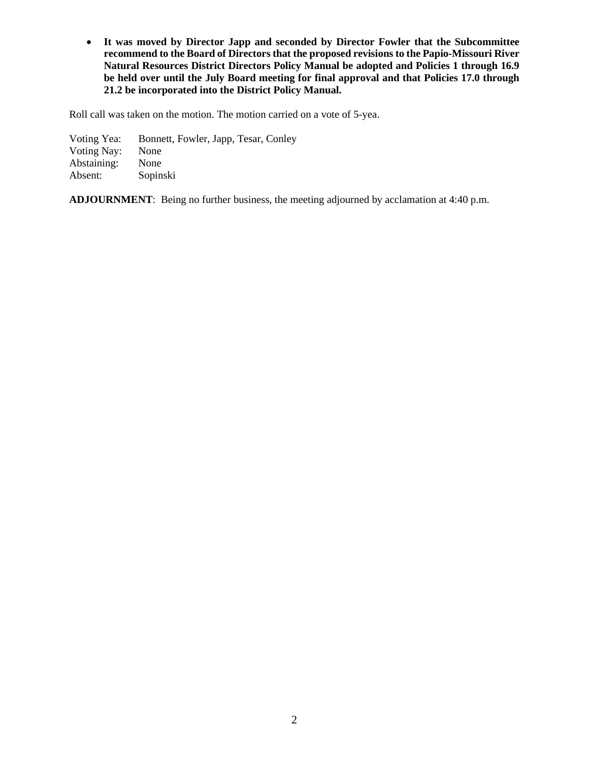- **It was moved by Director Japp and seconded by Director Fowler that the Subcommittee recommend to the Board of Directors that the proposed revisions to the Papio-Missouri River Natural Resources District Directors Policy Manual be adopted and Policies 1 through 16.9 be held over until the July Board meeting for final approval and that Policies 17.0 through 21.2 be incorporated into the District Policy Manual.**

Roll call was taken on the motion. The motion carried on a vote of 5-yea.

Voting Yea: Bonnett, Fowler, Japp, Tesar, Conley
Voting Nay: None
Abstaining: None
Absent: Sopinski

**ADJOURNMENT**: Being no further business, the meeting adjourned by acclamation at 4:40 p.m.